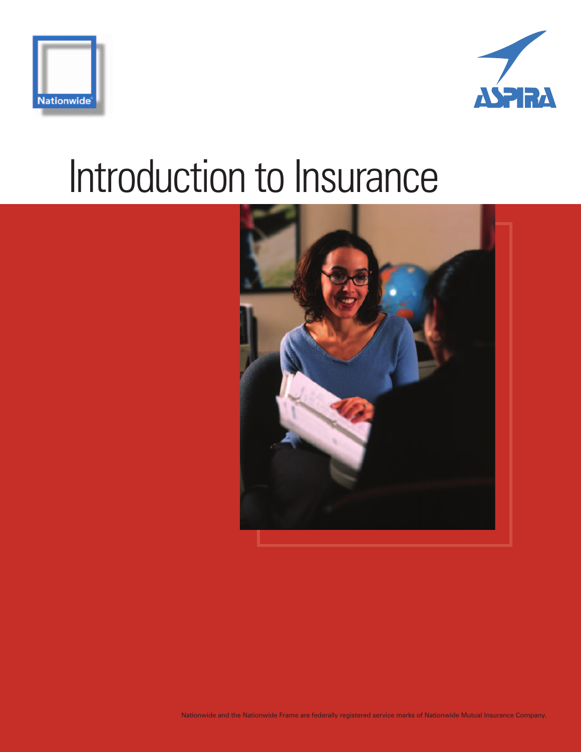Nationwide®

ASPIRA

# Introduction to Insurance

Nationwide and the Nationwide Frame are federally registered service marks of Nationwide Mutual Insurance Company.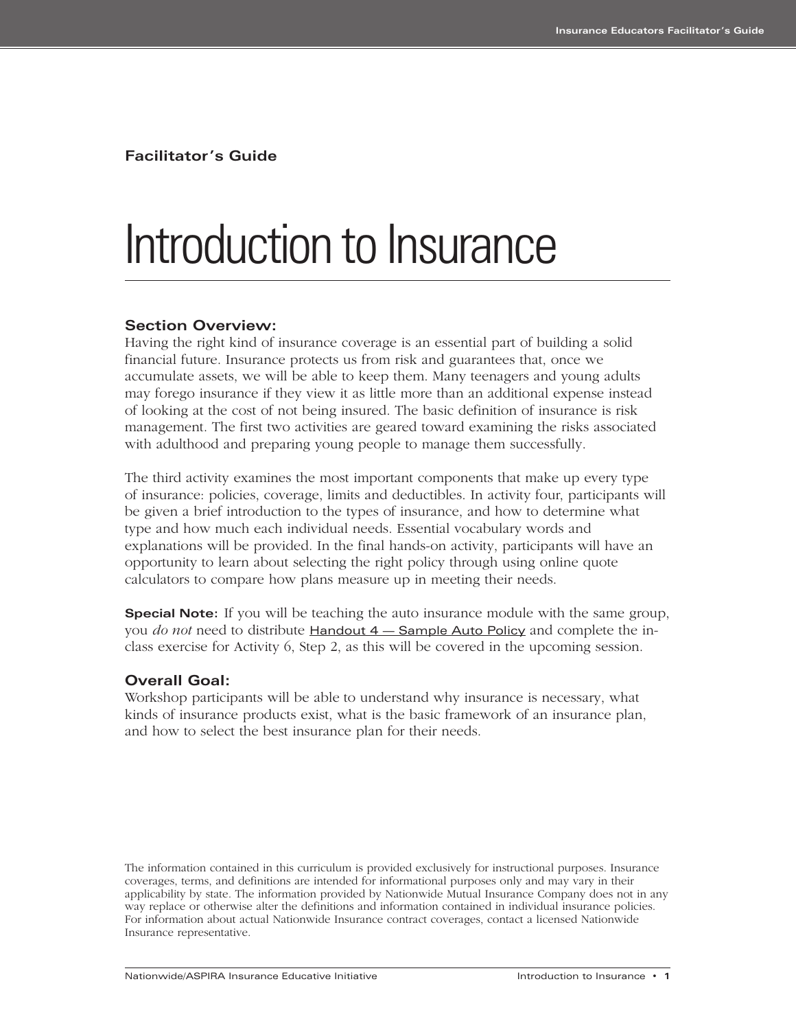**Facilitator's Guide**

# Introduction to Insurance

### Section Overview:

Having the right kind of insurance coverage is an essential part of building a solid financial future. Insurance protects us from risk and guarantees that, once we accumulate assets, we will be able to keep them. Many teenagers and young adults may forego insurance if they view it as little more than an additional expense instead of looking at the cost of not being insured. The basic definition of insurance is risk management. The first two activities are geared toward examining the risks associated with adulthood and preparing young people to manage them successfully.

The third activity examines the most important components that make up every type of insurance: policies, coverage, limits and deductibles. In activity four, participants will be given a brief introduction to the types of insurance, and how to determine what type and how much each individual needs. Essential vocabulary words and explanations will be provided. In the final hands-on activity, participants will have an opportunity to learn about selecting the right policy through using online quote calculators to compare how plans measure up in meeting their needs.

**Special Note:** If you will be teaching the auto insurance module with the same group, you *do not* need to distribute Handout 4 — Sample Auto Policy and complete the in-class exercise for Activity 6, Step 2, as this will be covered in the upcoming session.

### Overall Goal:

Workshop participants will be able to understand why insurance is necessary, what kinds of insurance products exist, what is the basic framework of an insurance plan, and how to select the best insurance plan for their needs.

The information contained in this curriculum is provided exclusively for instructional purposes. Insurance coverages, terms, and definitions are intended for informational purposes only and may vary in their applicability by state. The information provided by Nationwide Mutual Insurance Company does not in any way replace or otherwise alter the definitions and information contained in individual insurance policies. For information about actual Nationwide Insurance contract coverages, contact a licensed Nationwide Insurance representative.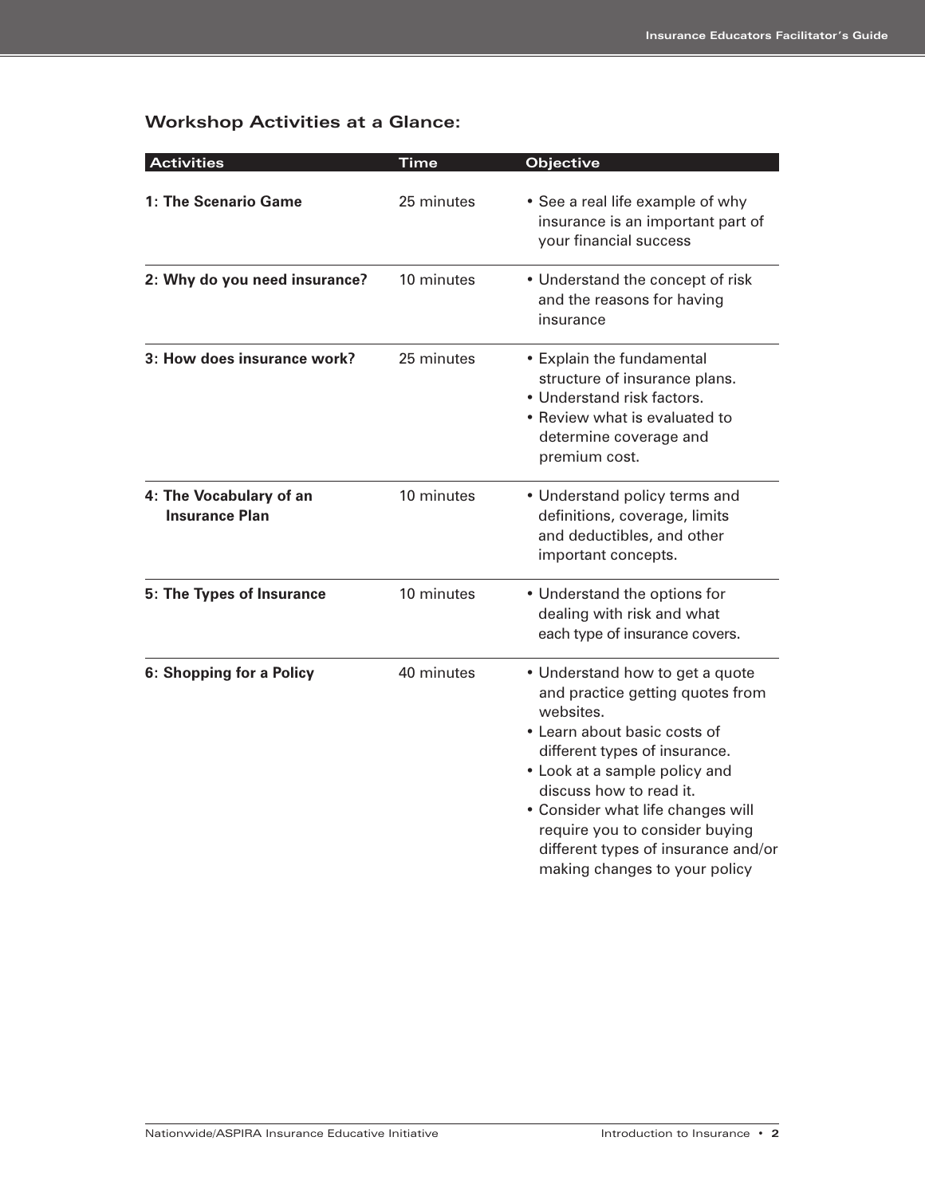## Workshop Activities at a Glance:

| Activities | Time | Objective |
|---|---|---|
| **1: The Scenario Game** | 25 minutes | • See a real life example of why insurance is an important part of your financial success |
| **2: Why do you need insurance?** | 10 minutes | • Understand the concept of risk and the reasons for having insurance |
| **3: How does insurance work?** | 25 minutes | • Explain the fundamental structure of insurance plans.<br>• Understand risk factors.<br>• Review what is evaluated to determine coverage and premium cost. |
| **4: The Vocabulary of an Insurance Plan** | 10 minutes | • Understand policy terms and definitions, coverage, limits and deductibles, and other important concepts. |
| **5: The Types of Insurance** | 10 minutes | • Understand the options for dealing with risk and what each type of insurance covers. |
| **6: Shopping for a Policy** | 40 minutes | • Understand how to get a quote and practice getting quotes from websites.<br>• Learn about basic costs of different types of insurance.<br>• Look at a sample policy and discuss how to read it.<br>• Consider what life changes will require you to consider buying different types of insurance and/or making changes to your policy |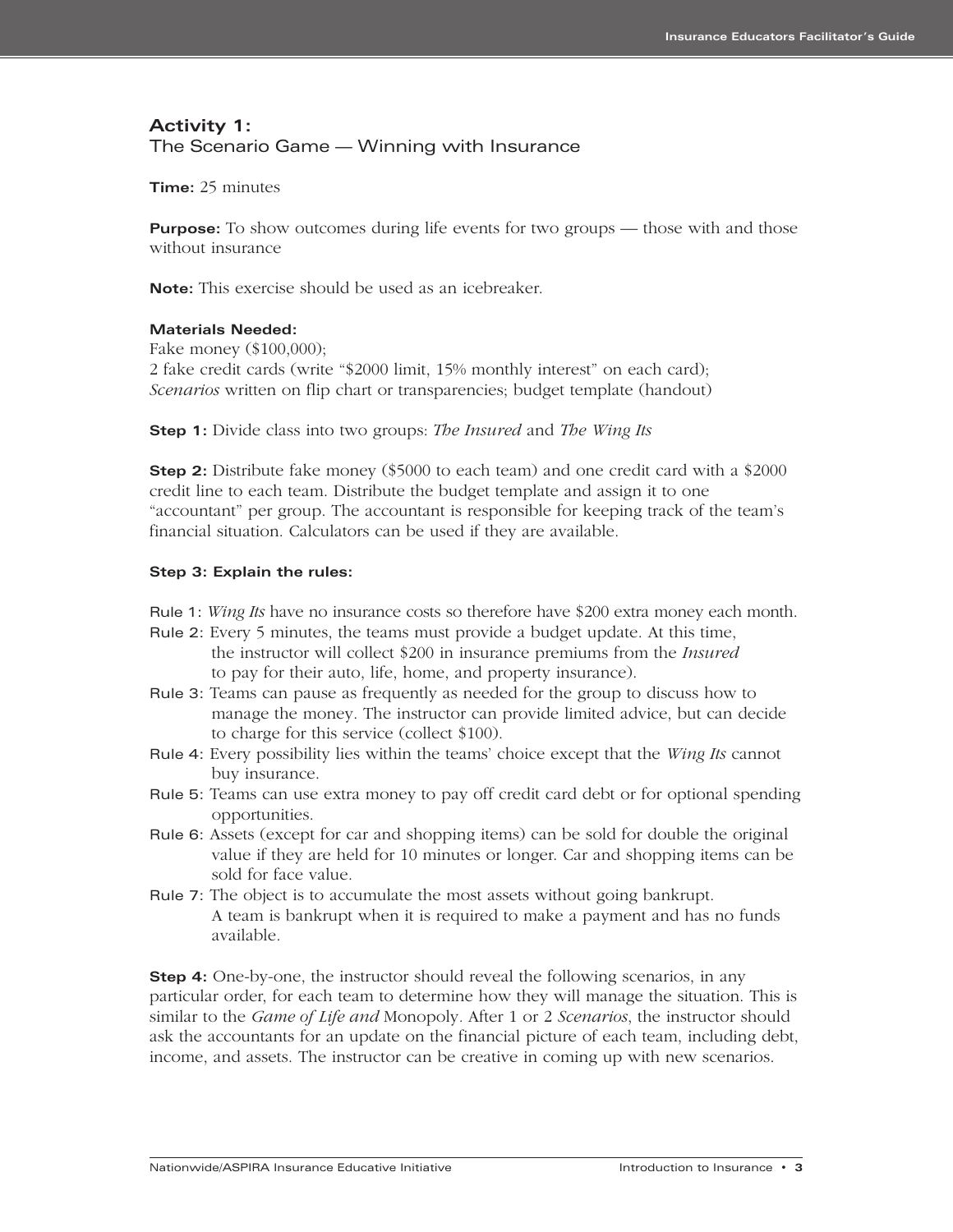## Activity 1:
The Scenario Game — Winning with Insurance

**Time:** 25 minutes

**Purpose:** To show outcomes during life events for two groups — those with and those without insurance

**Note:** This exercise should be used as an icebreaker.

**Materials Needed:**
Fake money ($100,000);
2 fake credit cards (write "$2000 limit, 15% monthly interest" on each card);
*Scenarios* written on flip chart or transparencies; budget template (handout)

**Step 1:** Divide class into two groups: *The Insured* and *The Wing Its*

**Step 2:** Distribute fake money ($5000 to each team) and one credit card with a $2000 credit line to each team. Distribute the budget template and assign it to one "accountant" per group. The accountant is responsible for keeping track of the team's financial situation. Calculators can be used if they are available.

**Step 3: Explain the rules:**

Rule 1: *Wing Its* have no insurance costs so therefore have $200 extra money each month.

Rule 2: Every 5 minutes, the teams must provide a budget update. At this time, the instructor will collect $200 in insurance premiums from the *Insured* to pay for their auto, life, home, and property insurance).

Rule 3: Teams can pause as frequently as needed for the group to discuss how to manage the money. The instructor can provide limited advice, but can decide to charge for this service (collect $100).

Rule 4: Every possibility lies within the teams' choice except that the *Wing Its* cannot buy insurance.

Rule 5: Teams can use extra money to pay off credit card debt or for optional spending opportunities.

Rule 6: Assets (except for car and shopping items) can be sold for double the original value if they are held for 10 minutes or longer. Car and shopping items can be sold for face value.

Rule 7: The object is to accumulate the most assets without going bankrupt. A team is bankrupt when it is required to make a payment and has no funds available.

**Step 4:** One-by-one, the instructor should reveal the following scenarios, in any particular order, for each team to determine how they will manage the situation. This is similar to the *Game of Life and* Monopoly. After 1 or 2 *Scenarios*, the instructor should ask the accountants for an update on the financial picture of each team, including debt, income, and assets. The instructor can be creative in coming up with new scenarios.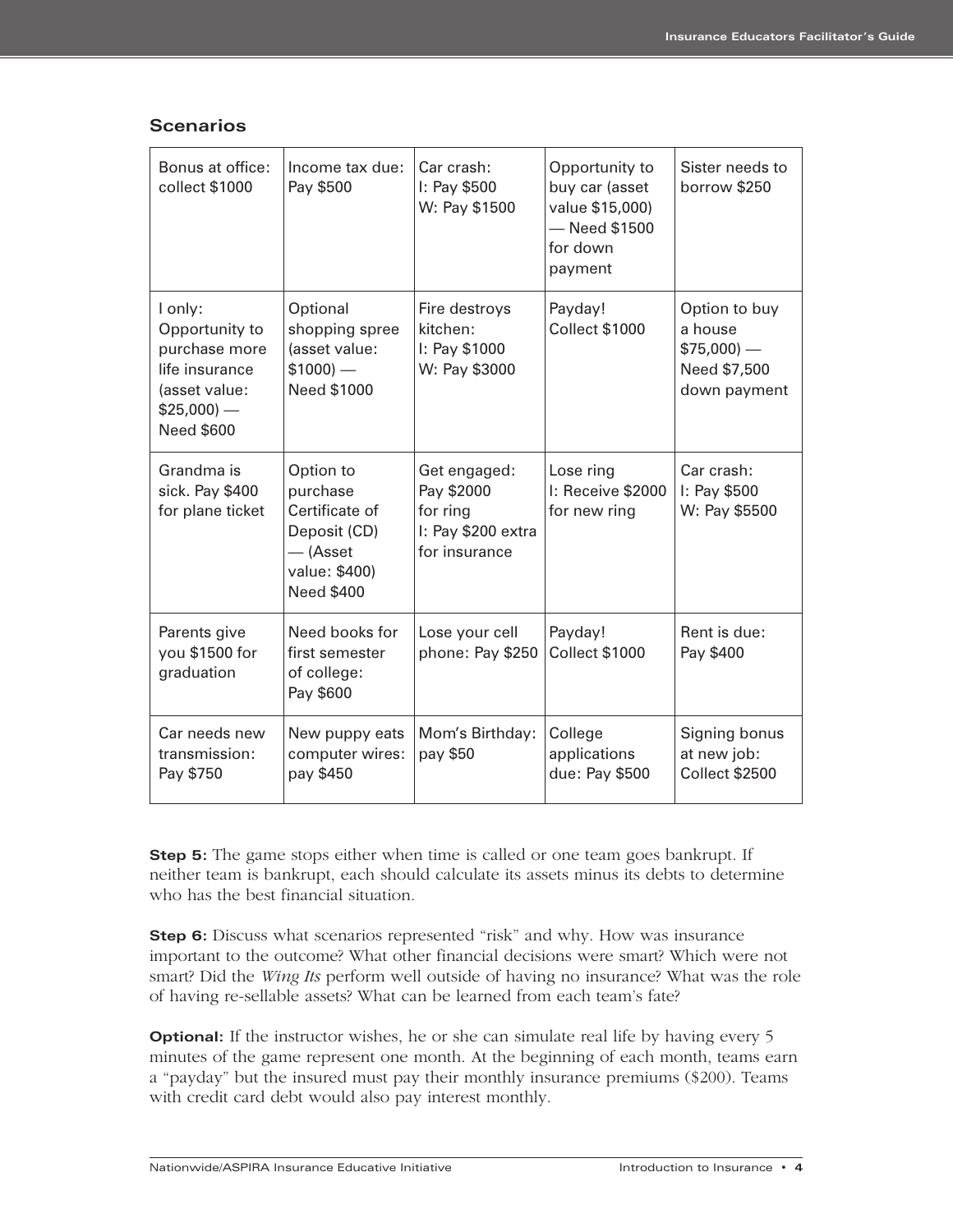### Scenarios

| | | | | |
|---|---|---|---|---|
| Bonus at office: collect $1000 | Income tax due: Pay $500 | Car crash: I: Pay $500 W: Pay $1500 | Opportunity to buy car (asset value $15,000) — Need $1500 for down payment | Sister needs to borrow $250 |
| I only: Opportunity to purchase more life insurance (asset value: $25,000) — Need $600 | Optional shopping spree (asset value: $1000) — Need $1000 | Fire destroys kitchen: I: Pay $1000 W: Pay $3000 | Payday! Collect $1000 | Option to buy a house $75,000) — Need $7,500 down payment |
| Grandma is sick. Pay $400 for plane ticket | Option to purchase Certificate of Deposit (CD) — (Asset value: $400) Need $400 | Get engaged: Pay $2000 for ring I: Pay $200 extra for insurance | Lose ring I: Receive $2000 for new ring | Car crash: I: Pay $500 W: Pay $5500 |
| Parents give you $1500 for graduation | Need books for first semester of college: Pay $600 | Lose your cell phone: Pay $250 | Payday! Collect $1000 | Rent is due: Pay $400 |
| Car needs new transmission: Pay $750 | New puppy eats computer wires: pay $450 | Mom's Birthday: pay $50 | College applications due: Pay $500 | Signing bonus at new job: Collect $2500 |

**Step 5:** The game stops either when time is called or one team goes bankrupt. If neither team is bankrupt, each should calculate its assets minus its debts to determine who has the best financial situation.

**Step 6:** Discuss what scenarios represented "risk" and why. How was insurance important to the outcome? What other financial decisions were smart? Which were not smart? Did the *Wing Its* perform well outside of having no insurance? What was the role of having re-sellable assets? What can be learned from each team's fate?

**Optional:** If the instructor wishes, he or she can simulate real life by having every 5 minutes of the game represent one month. At the beginning of each month, teams earn a "payday" but the insured must pay their monthly insurance premiums ($200). Teams with credit card debt would also pay interest monthly.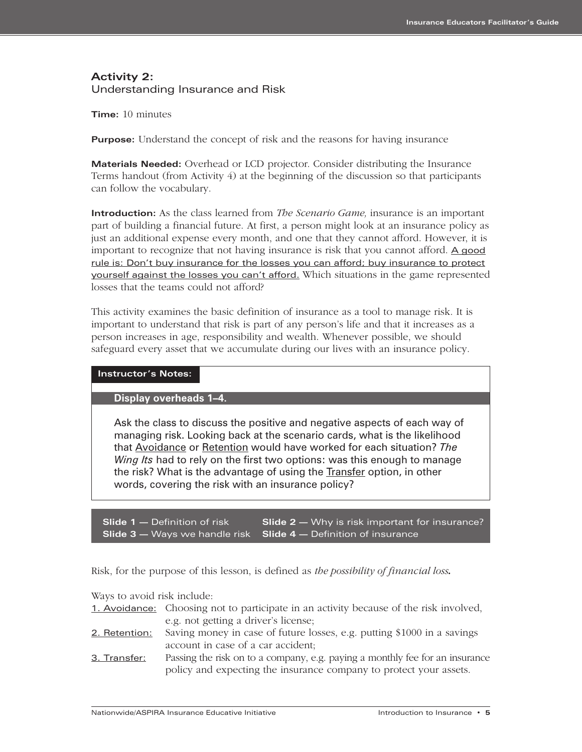## Activity 2:
### Understanding Insurance and Risk

**Time:** 10 minutes

**Purpose:** Understand the concept of risk and the reasons for having insurance

**Materials Needed:** Overhead or LCD projector. Consider distributing the Insurance Terms handout (from Activity 4) at the beginning of the discussion so that participants can follow the vocabulary.

**Introduction:** As the class learned from *The Scenario Game,* insurance is an important part of building a financial future. At first, a person might look at an insurance policy as just an additional expense every month, and one that they cannot afford. However, it is important to recognize that not having insurance is risk that you cannot afford. A good rule is: Don't buy insurance for the losses you can afford; buy insurance to protect yourself against the losses you can't afford. Which situations in the game represented losses that the teams could not afford?

This activity examines the basic definition of insurance as a tool to manage risk. It is important to understand that risk is part of any person's life and that it increases as a person increases in age, responsibility and wealth. Whenever possible, we should safeguard every asset that we accumulate during our lives with an insurance policy.

**Instructor's Notes:**

**Display overheads 1–4.**

Ask the class to discuss the positive and negative aspects of each way of managing risk. Looking back at the scenario cards, what is the likelihood that Avoidance or Retention would have worked for each situation? *The Wing Its* had to rely on the first two options: was this enough to manage the risk? What is the advantage of using the Transfer option, in other words, covering the risk with an insurance policy?

**Slide 1 —** Definition of risk
**Slide 2 —** Why is risk important for insurance?
**Slide 3 —** Ways we handle risk
**Slide 4 —** Definition of insurance

Risk, for the purpose of this lesson, is defined as ***the possibility of financial loss.***

Ways to avoid risk include:

1. Avoidance: Choosing not to participate in an activity because of the risk involved, e.g. not getting a driver's license;
2. Retention: Saving money in case of future losses, e.g. putting $1000 in a savings account in case of a car accident;
3. Transfer: Passing the risk on to a company, e.g. paying a monthly fee for an insurance policy and expecting the insurance company to protect your assets.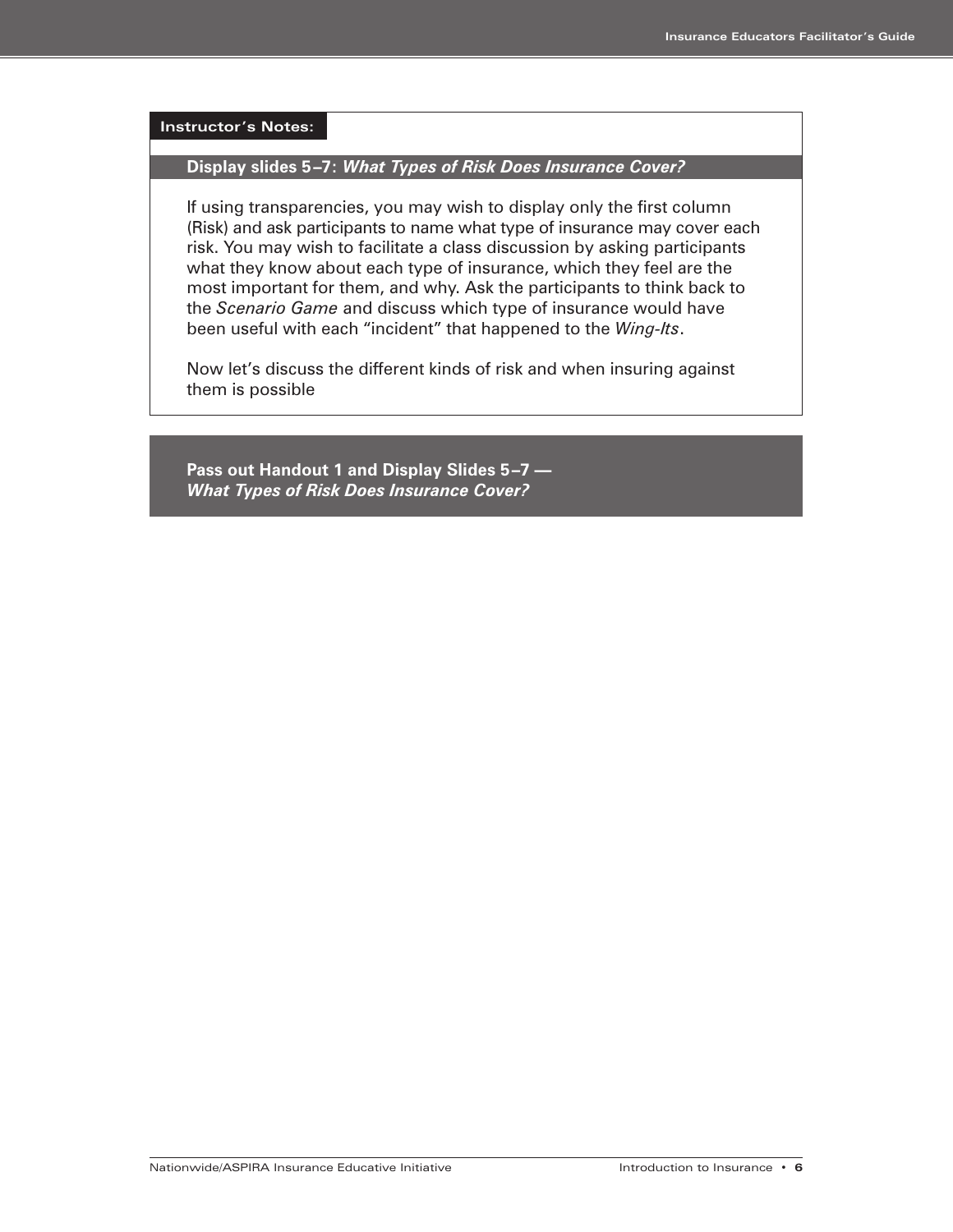**Instructor's Notes:**

**Display slides 5–7: *What Types of Risk Does Insurance Cover?***

If using transparencies, you may wish to display only the first column (Risk) and ask participants to name what type of insurance may cover each risk. You may wish to facilitate a class discussion by asking participants what they know about each type of insurance, which they feel are the most important for them, and why. Ask the participants to think back to the *Scenario Game* and discuss which type of insurance would have been useful with each "incident" that happened to the *Wing-Its*.

Now let's discuss the different kinds of risk and when insuring against them is possible

**Pass out Handout 1 and Display Slides 5–7 —**
***What Types of Risk Does Insurance Cover?***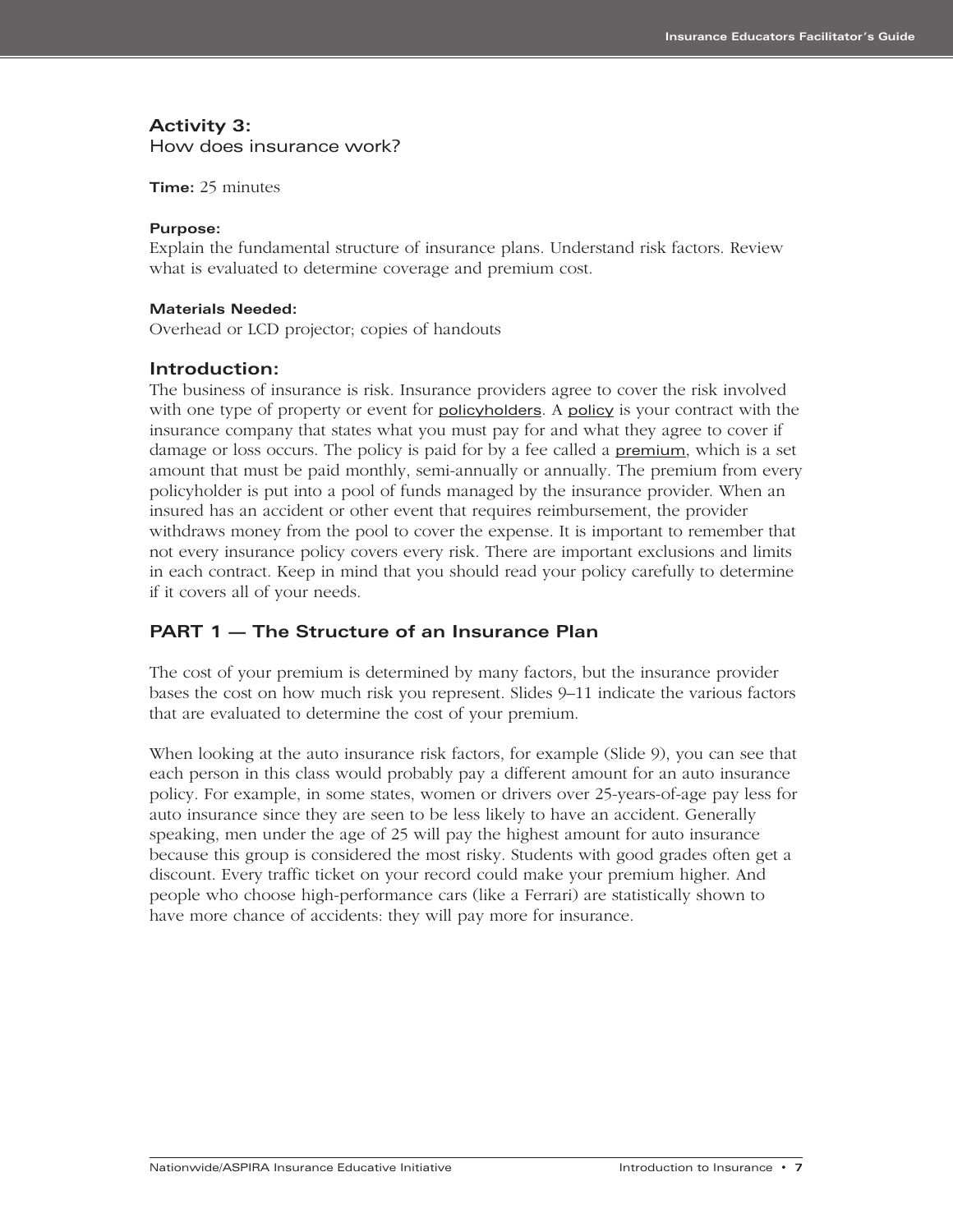## Activity 3:
How does insurance work?

**Time:** 25 minutes

**Purpose:**
Explain the fundamental structure of insurance plans. Understand risk factors. Review what is evaluated to determine coverage and premium cost.

**Materials Needed:**
Overhead or LCD projector; copies of handouts

### Introduction:

The business of insurance is risk. Insurance providers agree to cover the risk involved with one type of property or event for policyholders. A policy is your contract with the insurance company that states what you must pay for and what they agree to cover if damage or loss occurs. The policy is paid for by a fee called a premium, which is a set amount that must be paid monthly, semi-annually or annually. The premium from every policyholder is put into a pool of funds managed by the insurance provider. When an insured has an accident or other event that requires reimbursement, the provider withdraws money from the pool to cover the expense. It is important to remember that not every insurance policy covers every risk. There are important exclusions and limits in each contract. Keep in mind that you should read your policy carefully to determine if it covers all of your needs.

### PART 1 — The Structure of an Insurance Plan

The cost of your premium is determined by many factors, but the insurance provider bases the cost on how much risk you represent. Slides 9–11 indicate the various factors that are evaluated to determine the cost of your premium.

When looking at the auto insurance risk factors, for example (Slide 9), you can see that each person in this class would probably pay a different amount for an auto insurance policy. For example, in some states, women or drivers over 25-years-of-age pay less for auto insurance since they are seen to be less likely to have an accident. Generally speaking, men under the age of 25 will pay the highest amount for auto insurance because this group is considered the most risky. Students with good grades often get a discount. Every traffic ticket on your record could make your premium higher. And people who choose high-performance cars (like a Ferrari) are statistically shown to have more chance of accidents: they will pay more for insurance.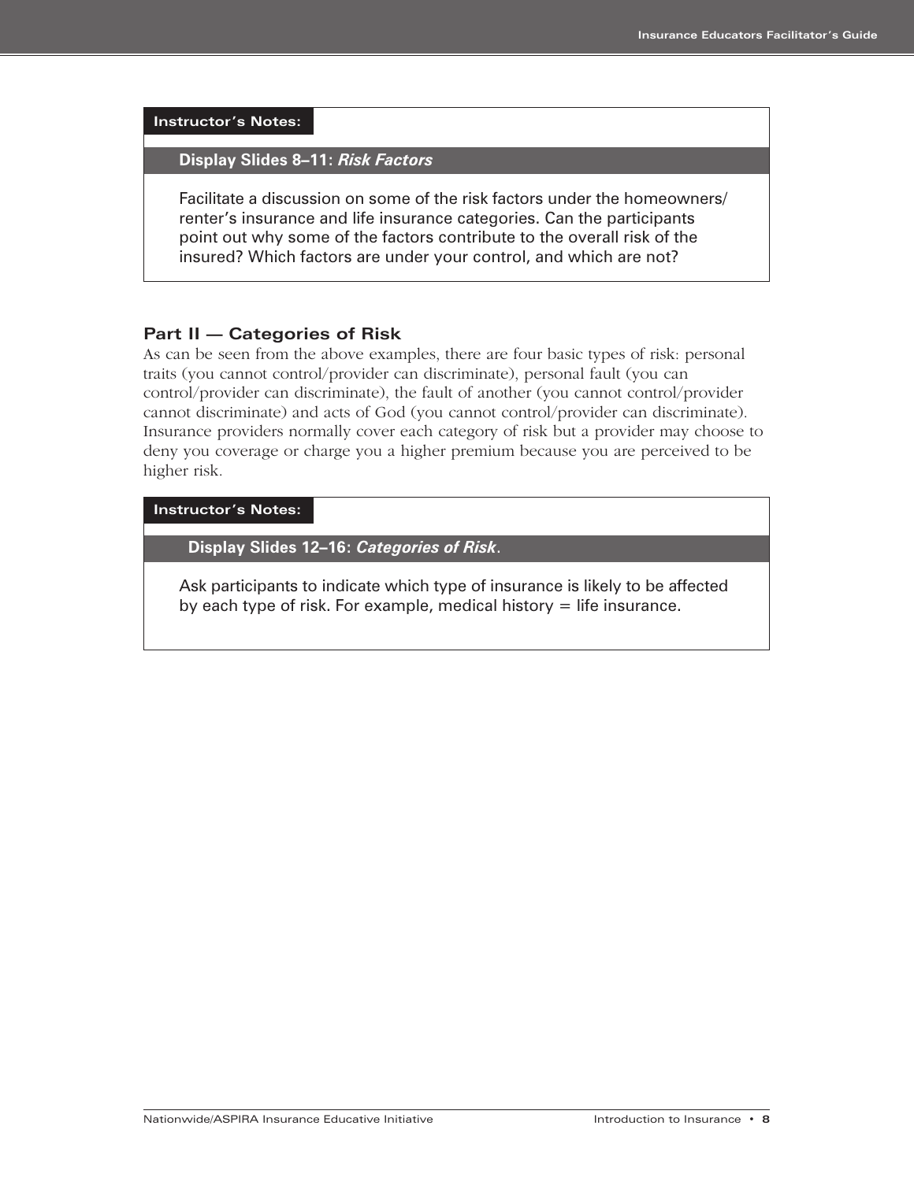**Instructor's Notes:**

**Display Slides 8–11: *Risk Factors***

Facilitate a discussion on some of the risk factors under the homeowners/renter's insurance and life insurance categories. Can the participants point out why some of the factors contribute to the overall risk of the insured? Which factors are under your control, and which are not?

### Part II — Categories of Risk

As can be seen from the above examples, there are four basic types of risk: personal traits (you cannot control/provider can discriminate), personal fault (you can control/provider can discriminate), the fault of another (you cannot control/provider cannot discriminate) and acts of God (you cannot control/provider can discriminate). Insurance providers normally cover each category of risk but a provider may choose to deny you coverage or charge you a higher premium because you are perceived to be higher risk.

**Instructor's Notes:**

**Display Slides 12–16: *Categories of Risk*.**

Ask participants to indicate which type of insurance is likely to be affected by each type of risk. For example, medical history = life insurance.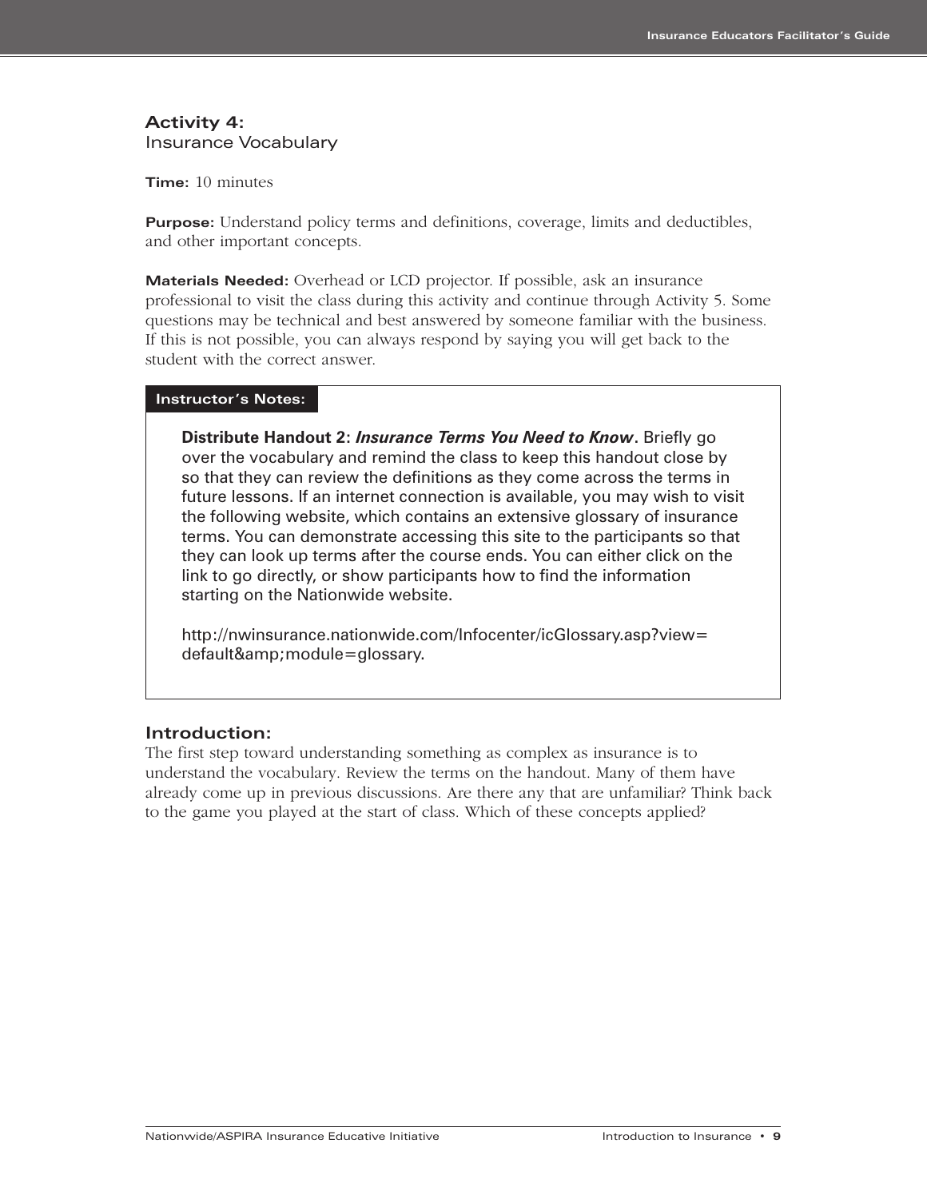## Activity 4:
Insurance Vocabulary

**Time:** 10 minutes

**Purpose:** Understand policy terms and definitions, coverage, limits and deductibles, and other important concepts.

**Materials Needed:** Overhead or LCD projector. If possible, ask an insurance professional to visit the class during this activity and continue through Activity 5. Some questions may be technical and best answered by someone familiar with the business. If this is not possible, you can always respond by saying you will get back to the student with the correct answer.

**Instructor's Notes:**

**Distribute Handout 2: *Insurance Terms You Need to Know*.** Briefly go over the vocabulary and remind the class to keep this handout close by so that they can review the definitions as they come across the terms in future lessons. If an internet connection is available, you may wish to visit the following website, which contains an extensive glossary of insurance terms. You can demonstrate accessing this site to the participants so that they can look up terms after the course ends. You can either click on the link to go directly, or show participants how to find the information starting on the Nationwide website.

http://nwinsurance.nationwide.com/Infocenter/icGlossary.asp?view=default&amp;module=glossary.

### Introduction:

The first step toward understanding something as complex as insurance is to understand the vocabulary. Review the terms on the handout. Many of them have already come up in previous discussions. Are there any that are unfamiliar? Think back to the game you played at the start of class. Which of these concepts applied?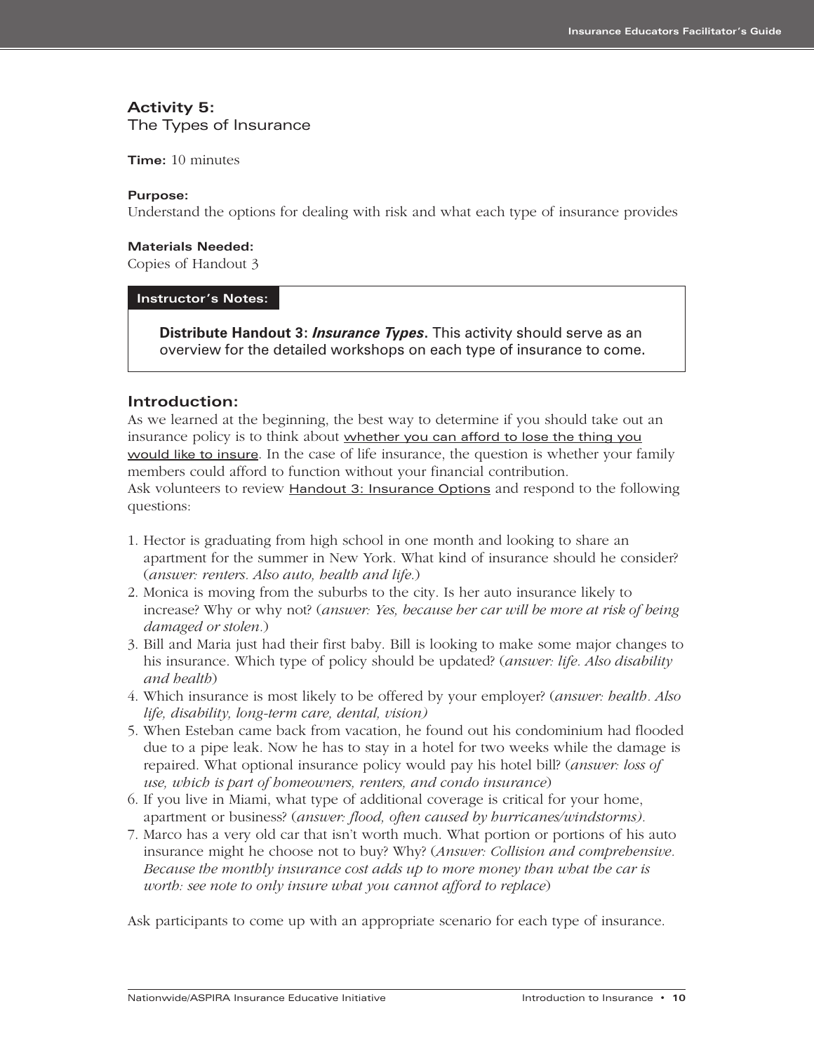## Activity 5:
The Types of Insurance

**Time:** 10 minutes

**Purpose:**
Understand the options for dealing with risk and what each type of insurance provides

**Materials Needed:**
Copies of Handout 3

> **Instructor's Notes:**
>
> **Distribute Handout 3: *Insurance Types*.** This activity should serve as an overview for the detailed workshops on each type of insurance to come.

### Introduction:

As we learned at the beginning, the best way to determine if you should take out an insurance policy is to think about whether you can afford to lose the thing you would like to insure. In the case of life insurance, the question is whether your family members could afford to function without your financial contribution.
Ask volunteers to review Handout 3: Insurance Options and respond to the following questions:

1. Hector is graduating from high school in one month and looking to share an apartment for the summer in New York. What kind of insurance should he consider? (*answer: renters. Also auto, health and life.*)
2. Monica is moving from the suburbs to the city. Is her auto insurance likely to increase? Why or why not? (*answer: Yes, because her car will be more at risk of being damaged or stolen.*)
3. Bill and Maria just had their first baby. Bill is looking to make some major changes to his insurance. Which type of policy should be updated? (*answer: life. Also disability and health*)
4. Which insurance is most likely to be offered by your employer? (*answer: health. Also life, disability, long-term care, dental, vision)*
5. When Esteban came back from vacation, he found out his condominium had flooded due to a pipe leak. Now he has to stay in a hotel for two weeks while the damage is repaired. What optional insurance policy would pay his hotel bill? (*answer: loss of use, which is part of homeowners, renters, and condo insurance*)
6. If you live in Miami, what type of additional coverage is critical for your home, apartment or business? (*answer: flood, often caused by hurricanes/windstorms).*
7. Marco has a very old car that isn't worth much. What portion or portions of his auto insurance might he choose not to buy? Why? (*Answer: Collision and comprehensive. Because the monthly insurance cost adds up to more money than what the car is worth: see note to only insure what you cannot afford to replace*)

Ask participants to come up with an appropriate scenario for each type of insurance.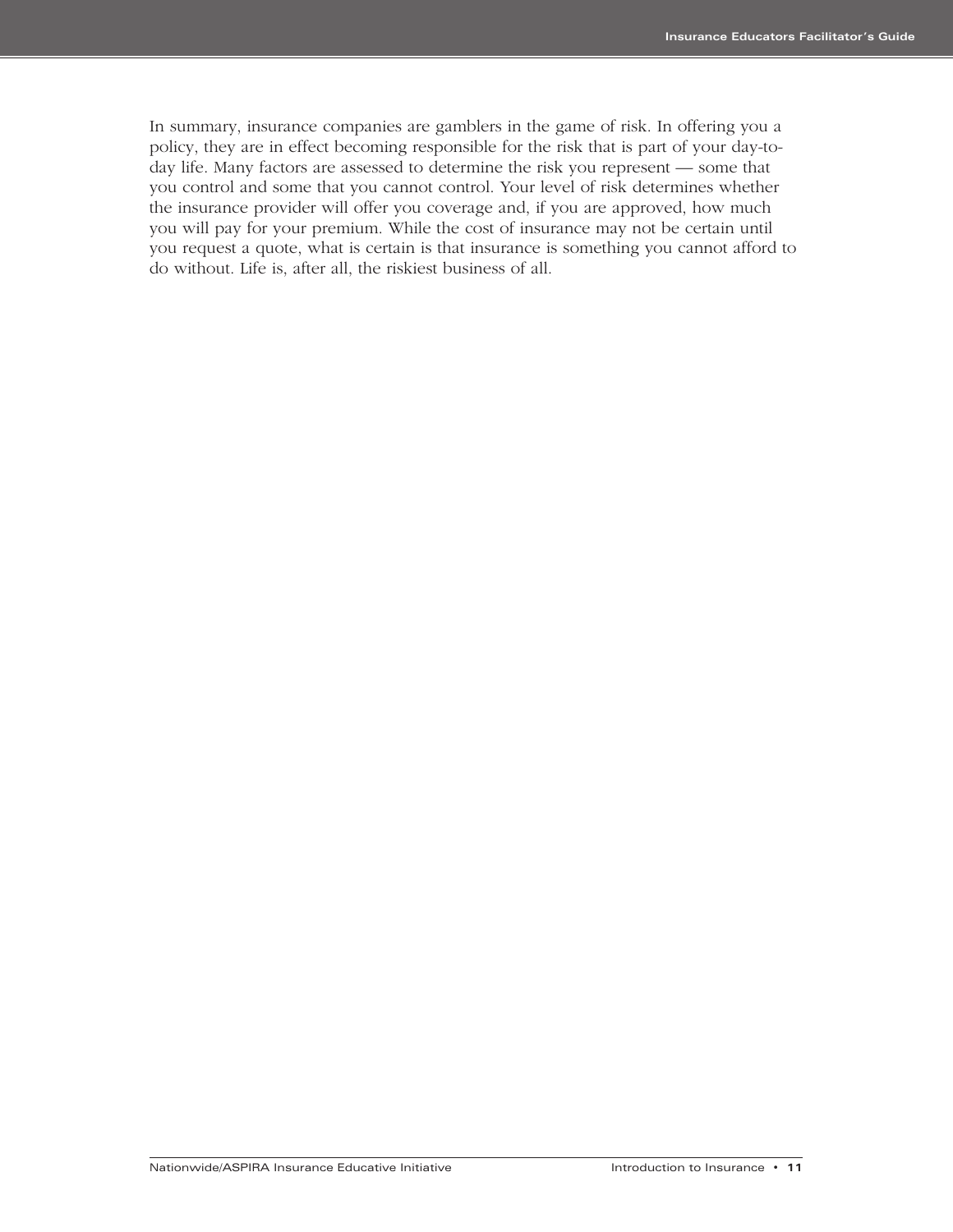In summary, insurance companies are gamblers in the game of risk. In offering you a policy, they are in effect becoming responsible for the risk that is part of your day-to-day life. Many factors are assessed to determine the risk you represent — some that you control and some that you cannot control. Your level of risk determines whether the insurance provider will offer you coverage and, if you are approved, how much you will pay for your premium. While the cost of insurance may not be certain until you request a quote, what is certain is that insurance is something you cannot afford to do without. Life is, after all, the riskiest business of all.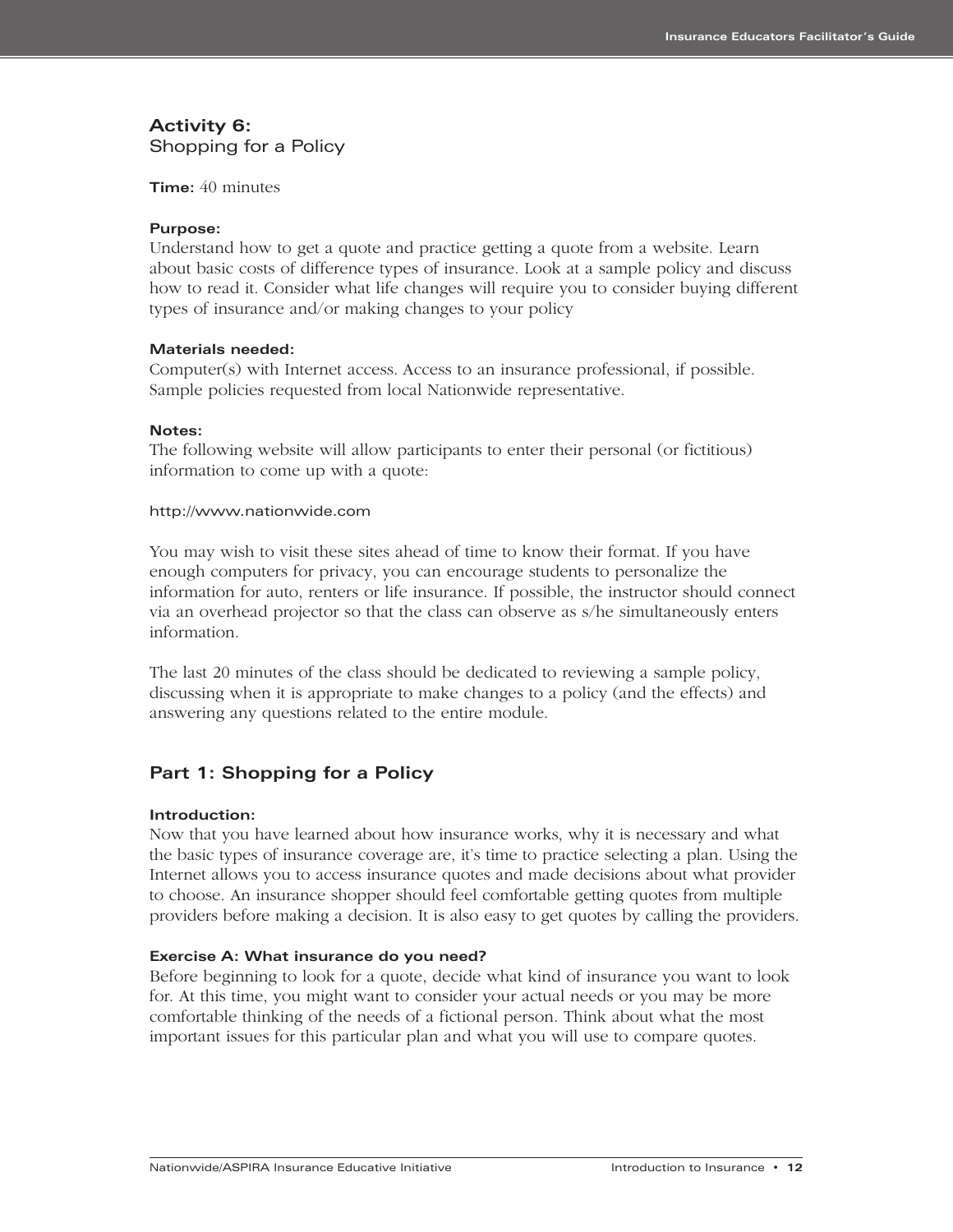## Activity 6:
Shopping for a Policy

**Time:** 40 minutes

**Purpose:**
Understand how to get a quote and practice getting a quote from a website. Learn about basic costs of difference types of insurance. Look at a sample policy and discuss how to read it. Consider what life changes will require you to consider buying different types of insurance and/or making changes to your policy

**Materials needed:**
Computer(s) with Internet access. Access to an insurance professional, if possible. Sample policies requested from local Nationwide representative.

**Notes:**
The following website will allow participants to enter their personal (or fictitious) information to come up with a quote:

http://www.nationwide.com

You may wish to visit these sites ahead of time to know their format. If you have enough computers for privacy, you can encourage students to personalize the information for auto, renters or life insurance. If possible, the instructor should connect via an overhead projector so that the class can observe as s/he simultaneously enters information.

The last 20 minutes of the class should be dedicated to reviewing a sample policy, discussing when it is appropriate to make changes to a policy (and the effects) and answering any questions related to the entire module.

## Part 1: Shopping for a Policy

**Introduction:**
Now that you have learned about how insurance works, why it is necessary and what the basic types of insurance coverage are, it's time to practice selecting a plan. Using the Internet allows you to access insurance quotes and made decisions about what provider to choose. An insurance shopper should feel comfortable getting quotes from multiple providers before making a decision. It is also easy to get quotes by calling the providers.

**Exercise A: What insurance do you need?**
Before beginning to look for a quote, decide what kind of insurance you want to look for. At this time, you might want to consider your actual needs or you may be more comfortable thinking of the needs of a fictional person. Think about what the most important issues for this particular plan and what you will use to compare quotes.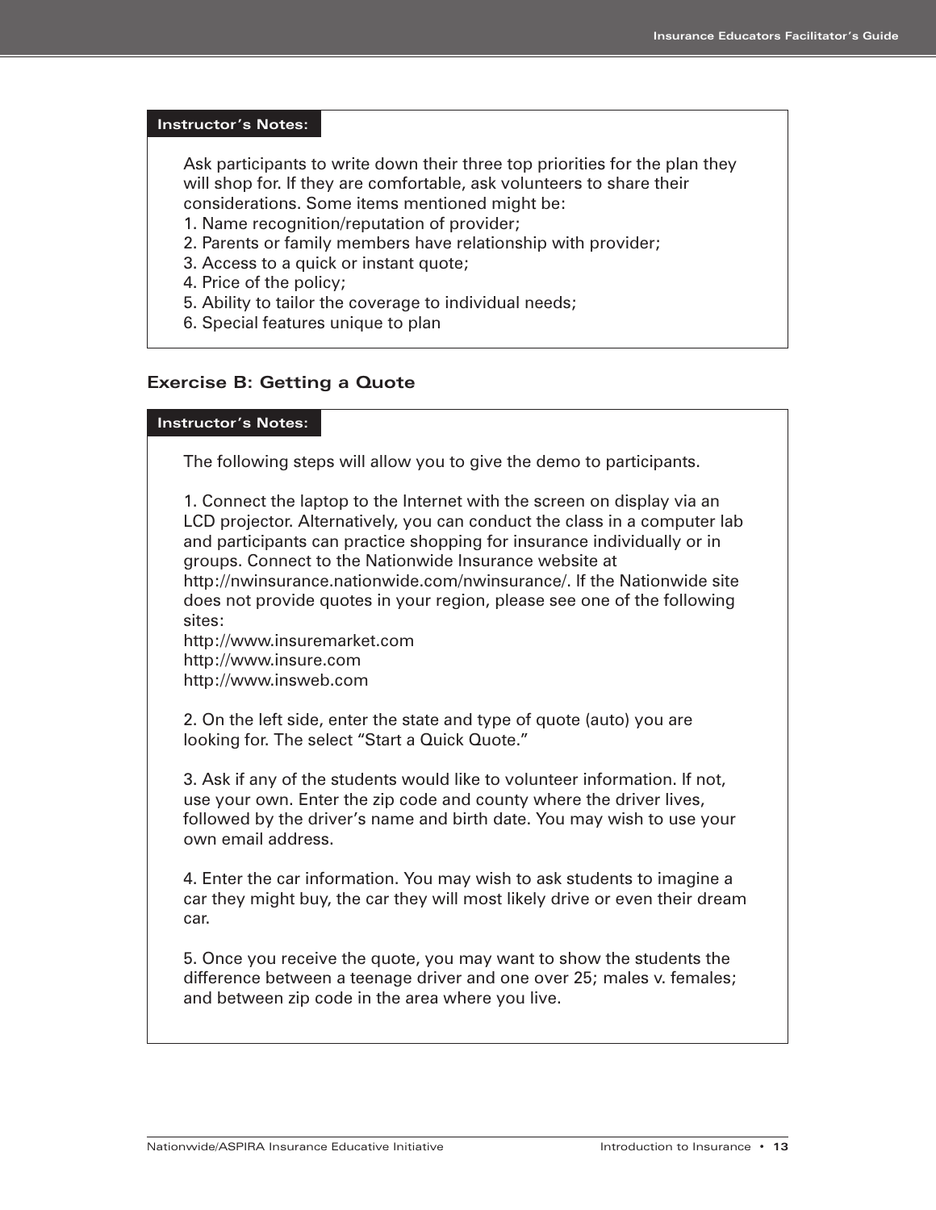**Instructor's Notes:**

Ask participants to write down their three top priorities for the plan they will shop for. If they are comfortable, ask volunteers to share their considerations. Some items mentioned might be:

1. Name recognition/reputation of provider;
2. Parents or family members have relationship with provider;
3. Access to a quick or instant quote;
4. Price of the policy;
5. Ability to tailor the coverage to individual needs;
6. Special features unique to plan

## Exercise B: Getting a Quote

**Instructor's Notes:**

The following steps will allow you to give the demo to participants.

1. Connect the laptop to the Internet with the screen on display via an LCD projector. Alternatively, you can conduct the class in a computer lab and participants can practice shopping for insurance individually or in groups. Connect to the Nationwide Insurance website at http://nwinsurance.nationwide.com/nwinsurance/. If the Nationwide site does not provide quotes in your region, please see one of the following sites:
http://www.insuremarket.com
http://www.insure.com
http://www.insweb.com

2. On the left side, enter the state and type of quote (auto) you are looking for. The select "Start a Quick Quote."

3. Ask if any of the students would like to volunteer information. If not, use your own. Enter the zip code and county where the driver lives, followed by the driver's name and birth date. You may wish to use your own email address.

4. Enter the car information. You may wish to ask students to imagine a car they might buy, the car they will most likely drive or even their dream car.

5. Once you receive the quote, you may want to show the students the difference between a teenage driver and one over 25; males v. females; and between zip code in the area where you live.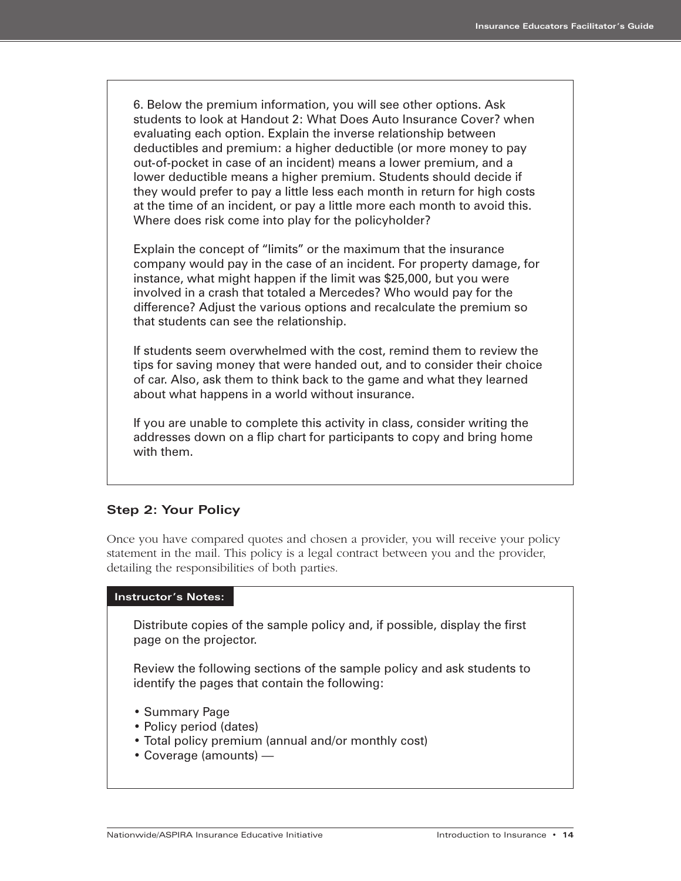6. Below the premium information, you will see other options. Ask students to look at Handout 2: What Does Auto Insurance Cover? when evaluating each option. Explain the inverse relationship between deductibles and premium: a higher deductible (or more money to pay out-of-pocket in case of an incident) means a lower premium, and a lower deductible means a higher premium. Students should decide if they would prefer to pay a little less each month in return for high costs at the time of an incident, or pay a little more each month to avoid this. Where does risk come into play for the policyholder?

Explain the concept of "limits" or the maximum that the insurance company would pay in the case of an incident. For property damage, for instance, what might happen if the limit was $25,000, but you were involved in a crash that totaled a Mercedes? Who would pay for the difference? Adjust the various options and recalculate the premium so that students can see the relationship.

If students seem overwhelmed with the cost, remind them to review the tips for saving money that were handed out, and to consider their choice of car. Also, ask them to think back to the game and what they learned about what happens in a world without insurance.

If you are unable to complete this activity in class, consider writing the addresses down on a flip chart for participants to copy and bring home with them.

### Step 2: Your Policy

Once you have compared quotes and chosen a provider, you will receive your policy statement in the mail. This policy is a legal contract between you and the provider, detailing the responsibilities of both parties.

**Instructor's Notes:**

Distribute copies of the sample policy and, if possible, display the first page on the projector.

Review the following sections of the sample policy and ask students to identify the pages that contain the following:

- Summary Page
- Policy period (dates)
- Total policy premium (annual and/or monthly cost)
- Coverage (amounts) —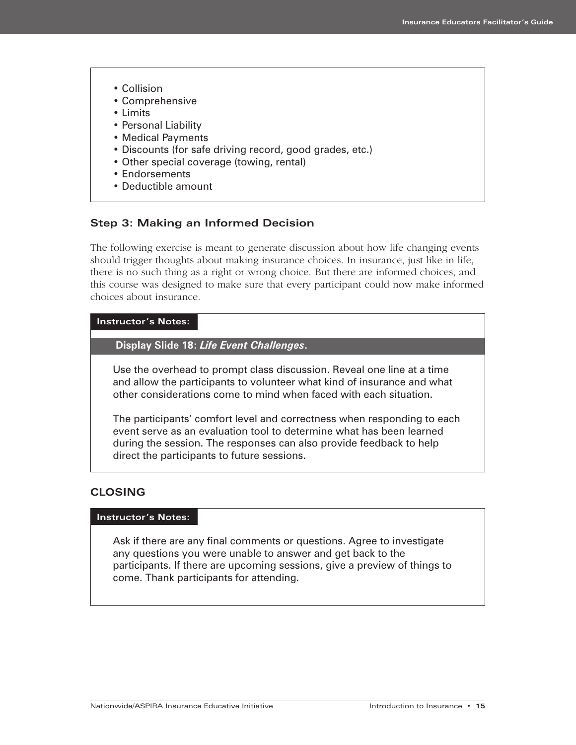- Collision
- Comprehensive
- Limits
- Personal Liability
- Medical Payments
- Discounts (for safe driving record, good grades, etc.)
- Other special coverage (towing, rental)
- Endorsements
- Deductible amount

### Step 3: Making an Informed Decision

The following exercise is meant to generate discussion about how life changing events should trigger thoughts about making insurance choices. In insurance, just like in life, there is no such thing as a right or wrong choice. But there are informed choices, and this course was designed to make sure that every participant could now make informed choices about insurance.

**Instructor's Notes:**

**Display Slide 18: *Life Event Challenges*.**

Use the overhead to prompt class discussion. Reveal one line at a time and allow the participants to volunteer what kind of insurance and what other considerations come to mind when faced with each situation.

The participants' comfort level and correctness when responding to each event serve as an evaluation tool to determine what has been learned during the session. The responses can also provide feedback to help direct the participants to future sessions.

## CLOSING

**Instructor's Notes:**

Ask if there are any final comments or questions. Agree to investigate any questions you were unable to answer and get back to the participants. If there are upcoming sessions, give a preview of things to come. Thank participants for attending.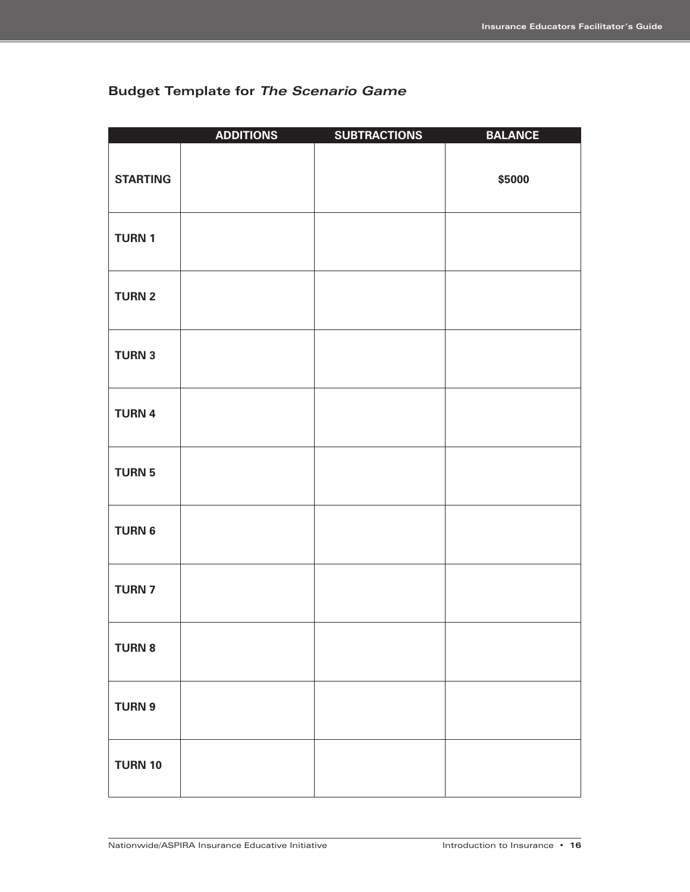## Budget Template for *The Scenario Game*

| | ADDITIONS | SUBTRACTIONS | BALANCE |
|---|---|---|---|
| **STARTING** | | | **$5000** |
| **TURN 1** | | | |
| **TURN 2** | | | |
| **TURN 3** | | | |
| **TURN 4** | | | |
| **TURN 5** | | | |
| **TURN 6** | | | |
| **TURN 7** | | | |
| **TURN 8** | | | |
| **TURN 9** | | | |
| **TURN 10** | | | |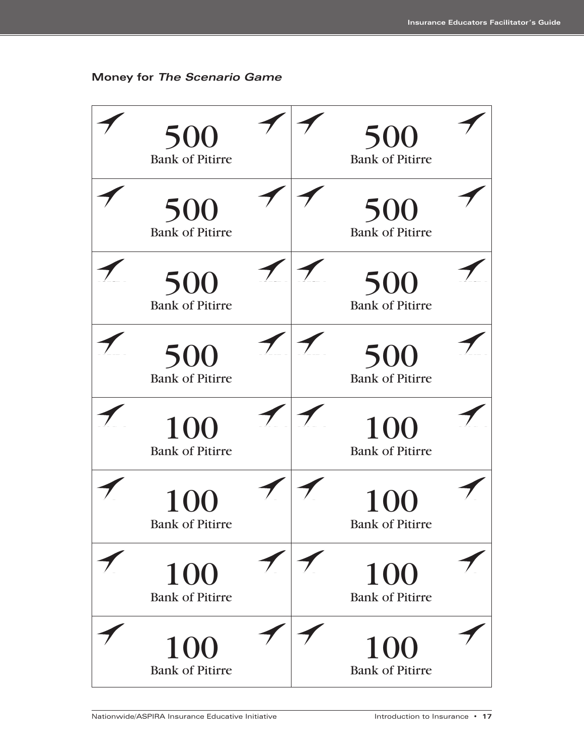### Money for *The Scenario Game*

| | |
|---|---|
| 500<br>Bank of Pitirre | 500<br>Bank of Pitirre |
| 500<br>Bank of Pitirre | 500<br>Bank of Pitirre |
| 500<br>Bank of Pitirre | 500<br>Bank of Pitirre |
| 500<br>Bank of Pitirre | 500<br>Bank of Pitirre |
| 100<br>Bank of Pitirre | 100<br>Bank of Pitirre |
| 100<br>Bank of Pitirre | 100<br>Bank of Pitirre |
| 100<br>Bank of Pitirre | 100<br>Bank of Pitirre |
| 100<br>Bank of Pitirre | 100<br>Bank of Pitirre |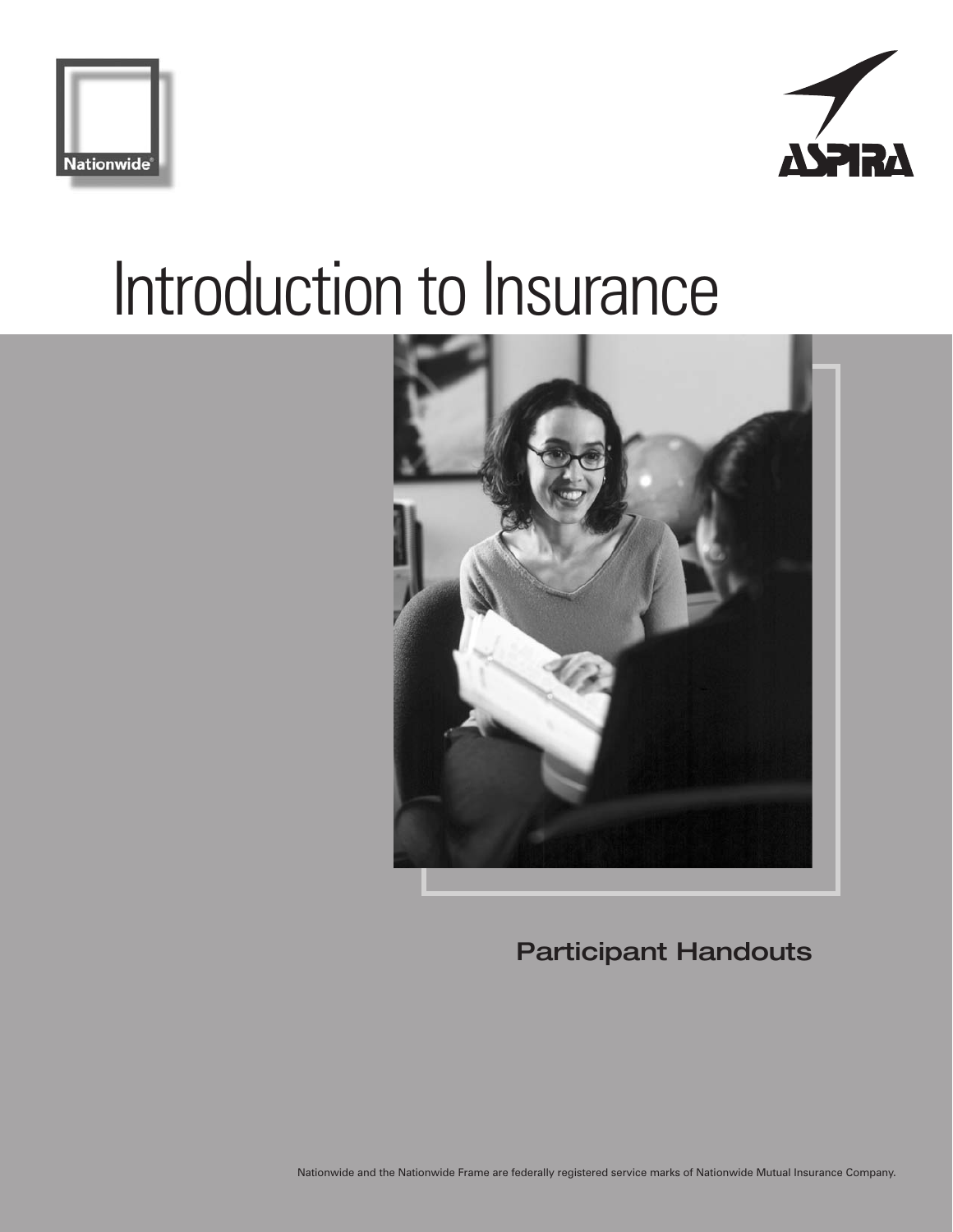# Introduction to Insurance

## Participant Handouts

Nationwide and the Nationwide Frame are federally registered service marks of Nationwide Mutual Insurance Company.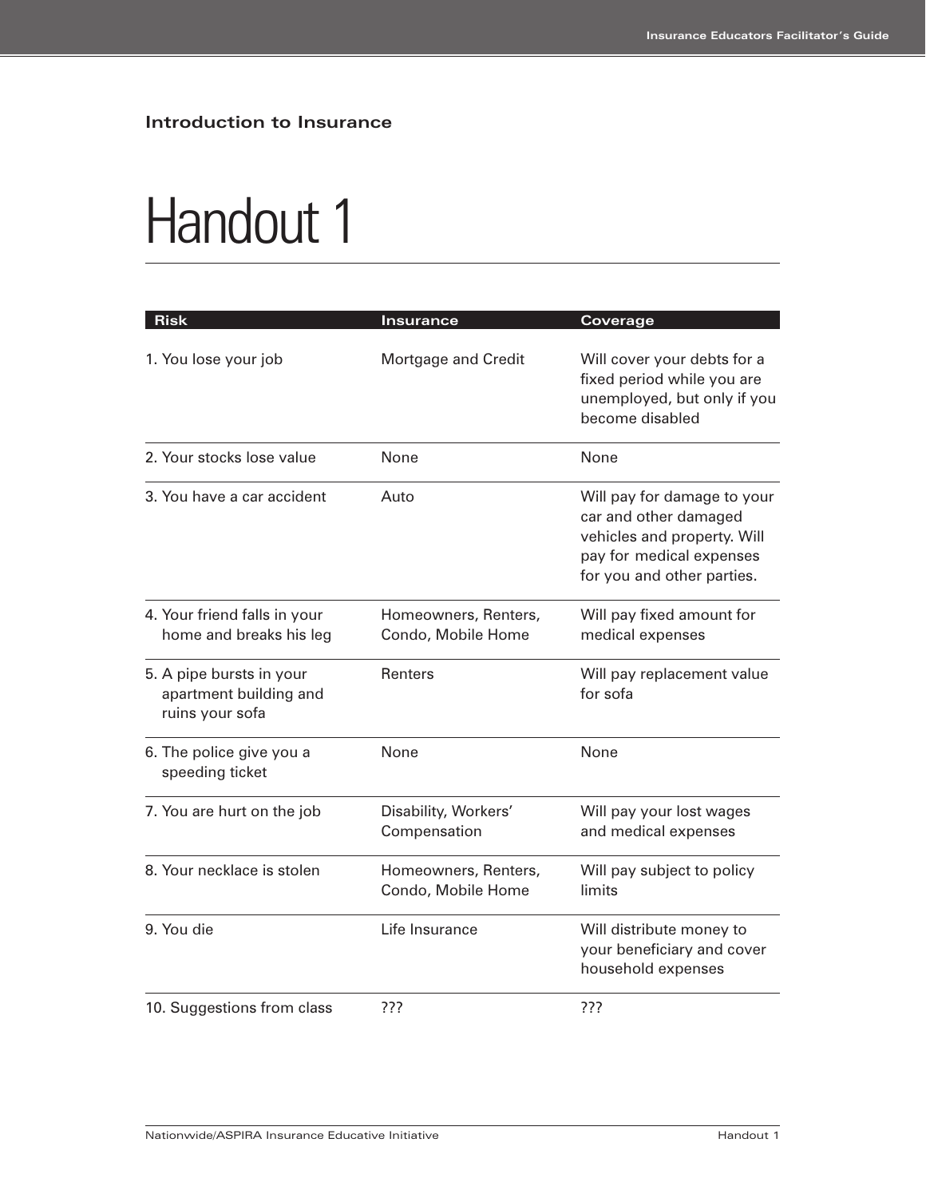## Introduction to Insurance

# Handout 1

| Risk | Insurance | Coverage |
|---|---|---|
| 1. You lose your job | Mortgage and Credit | Will cover your debts for a fixed period while you are unemployed, but only if you become disabled |
| 2. Your stocks lose value | None | None |
| 3. You have a car accident | Auto | Will pay for damage to your car and other damaged vehicles and property. Will pay for medical expenses for you and other parties. |
| 4. Your friend falls in your home and breaks his leg | Homeowners, Renters, Condo, Mobile Home | Will pay fixed amount for medical expenses |
| 5. A pipe bursts in your apartment building and ruins your sofa | Renters | Will pay replacement value for sofa |
| 6. The police give you a speeding ticket | None | None |
| 7. You are hurt on the job | Disability, Workers' Compensation | Will pay your lost wages and medical expenses |
| 8. Your necklace is stolen | Homeowners, Renters, Condo, Mobile Home | Will pay subject to policy limits |
| 9. You die | Life Insurance | Will distribute money to your beneficiary and cover household expenses |
| 10. Suggestions from class | ??? | ??? |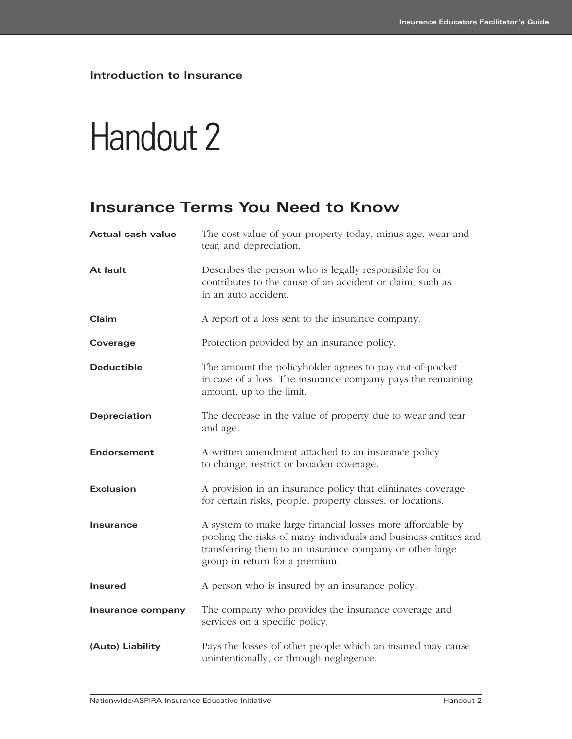**Introduction to Insurance**

# Handout 2

## Insurance Terms You Need to Know

| | |
|---|---|
| **Actual cash value** | The cost value of your property today, minus age, wear and tear, and depreciation. |
| **At fault** | Describes the person who is legally responsible for or contributes to the cause of an accident or claim, such as in an auto accident. |
| **Claim** | A report of a loss sent to the insurance company. |
| **Coverage** | Protection provided by an insurance policy. |
| **Deductible** | The amount the policyholder agrees to pay out-of-pocket in case of a loss. The insurance company pays the remaining amount, up to the limit. |
| **Depreciation** | The decrease in the value of property due to wear and tear and age. |
| **Endorsement** | A written amendment attached to an insurance policy to change, restrict or broaden coverage. |
| **Exclusion** | A provision in an insurance policy that eliminates coverage for certain risks, people, property classes, or locations. |
| **Insurance** | A system to make large financial losses more affordable by pooling the risks of many individuals and business entities and transferring them to an insurance company or other large group in return for a premium. |
| **Insured** | A person who is insured by an insurance policy. |
| **Insurance company** | The company who provides the insurance coverage and services on a specific policy. |
| **(Auto) Liability** | Pays the losses of other people which an insured may cause unintentionally, or through neglegence. |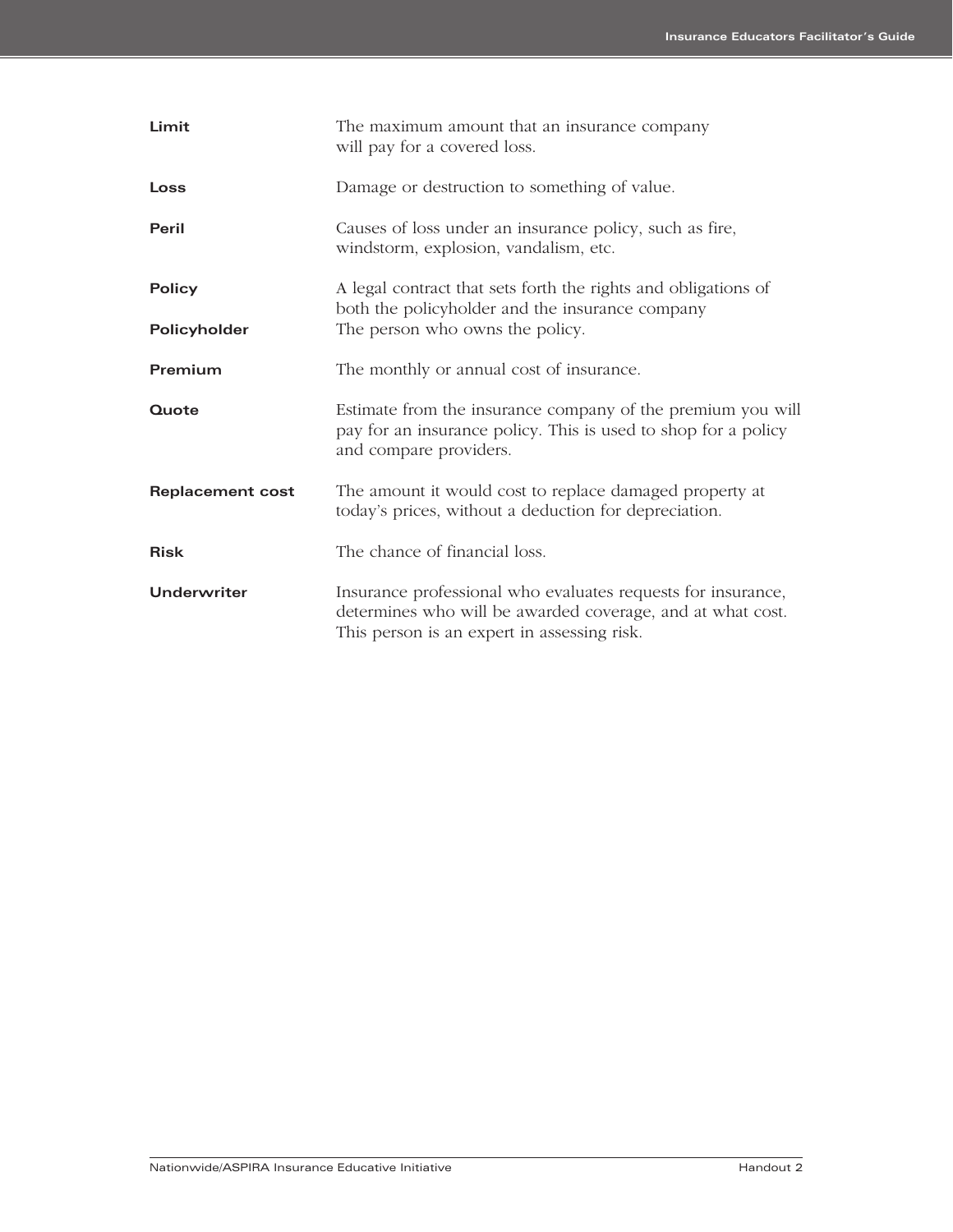**Limit** The maximum amount that an insurance company will pay for a covered loss.

**Loss** Damage or destruction to something of value.

**Peril** Causes of loss under an insurance policy, such as fire, windstorm, explosion, vandalism, etc.

**Policy** A legal contract that sets forth the rights and obligations of both the policyholder and the insurance company

**Policyholder** The person who owns the policy.

**Premium** The monthly or annual cost of insurance.

**Quote** Estimate from the insurance company of the premium you will pay for an insurance policy. This is used to shop for a policy and compare providers.

**Replacement cost** The amount it would cost to replace damaged property at today's prices, without a deduction for depreciation.

**Risk** The chance of financial loss.

**Underwriter** Insurance professional who evaluates requests for insurance, determines who will be awarded coverage, and at what cost. This person is an expert in assessing risk.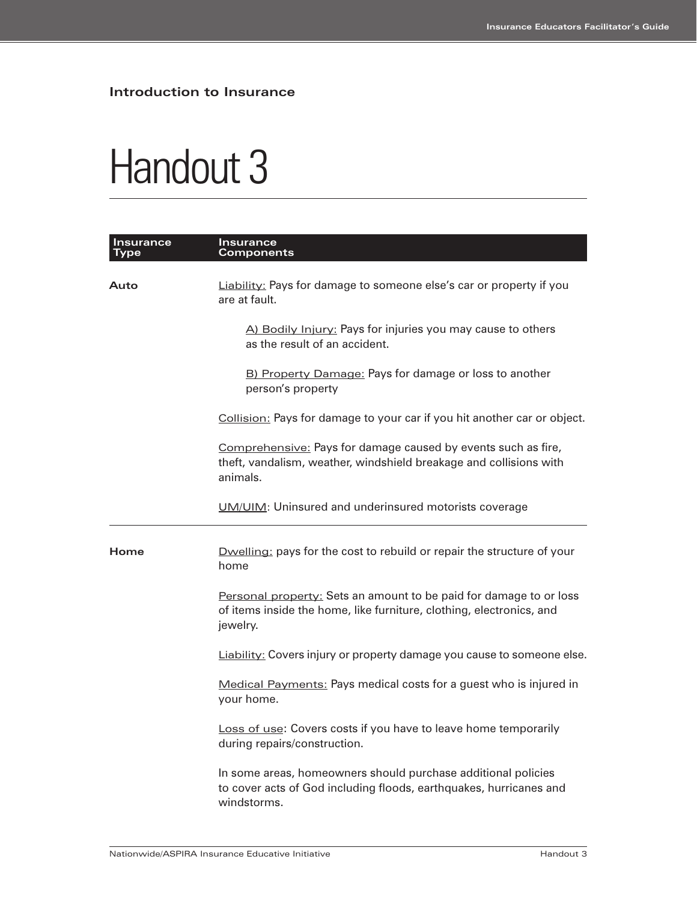## Introduction to Insurance

# Handout 3

| Insurance Type | Insurance Components |
|---|---|
| **Auto** | Liability: Pays for damage to someone else's car or property if you are at fault.<br><br>A) Bodily Injury: Pays for injuries you may cause to others as the result of an accident.<br><br>B) Property Damage: Pays for damage or loss to another person's property<br><br>Collision: Pays for damage to your car if you hit another car or object.<br><br>Comprehensive: Pays for damage caused by events such as fire, theft, vandalism, weather, windshield breakage and collisions with animals.<br><br>UM/UIM: Uninsured and underinsured motorists coverage |
| **Home** | Dwelling: pays for the cost to rebuild or repair the structure of your home<br><br>Personal property: Sets an amount to be paid for damage to or loss of items inside the home, like furniture, clothing, electronics, and jewelry.<br><br>Liability: Covers injury or property damage you cause to someone else.<br><br>Medical Payments: Pays medical costs for a guest who is injured in your home.<br><br>Loss of use: Covers costs if you have to leave home temporarily during repairs/construction.<br><br>In some areas, homeowners should purchase additional policies to cover acts of God including floods, earthquakes, hurricanes and windstorms. |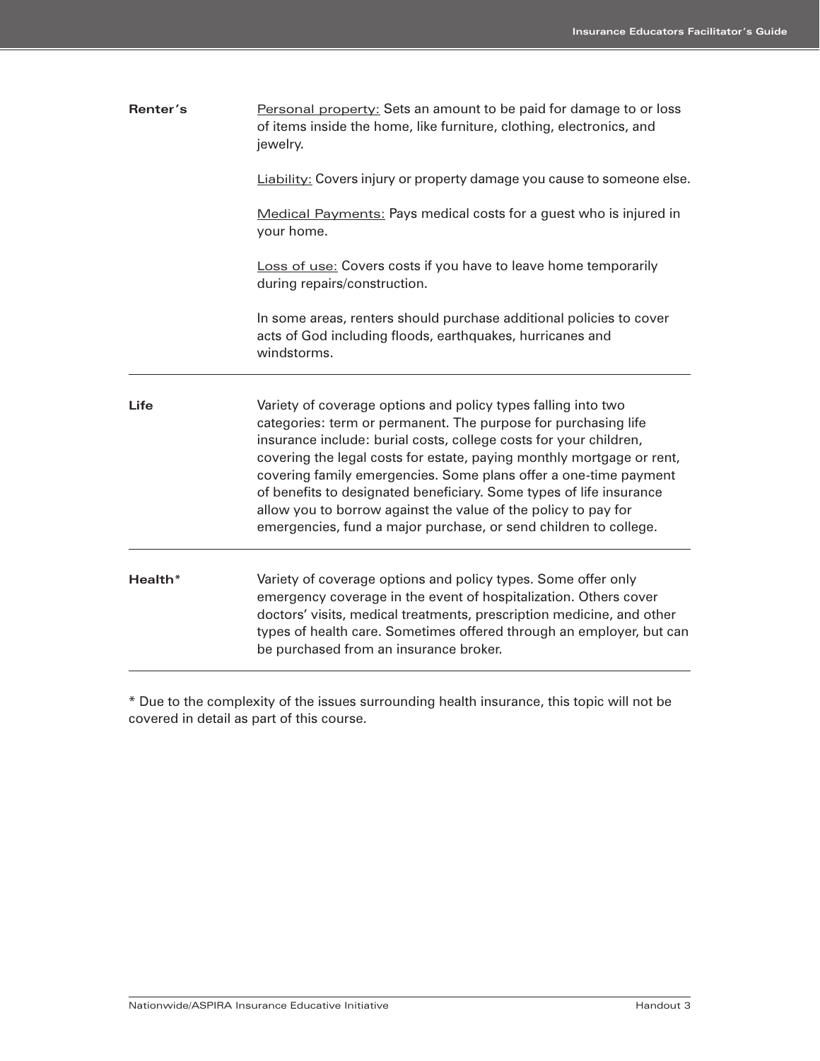| | |
|---|---|
| **Renter's** | Personal property: Sets an amount to be paid for damage to or loss of items inside the home, like furniture, clothing, electronics, and jewelry.<br><br>Liability: Covers injury or property damage you cause to someone else.<br><br>Medical Payments: Pays medical costs for a guest who is injured in your home.<br><br>Loss of use: Covers costs if you have to leave home temporarily during repairs/construction.<br><br>In some areas, renters should purchase additional policies to cover acts of God including floods, earthquakes, hurricanes and windstorms. |
| **Life** | Variety of coverage options and policy types falling into two categories: term or permanent. The purpose for purchasing life insurance include: burial costs, college costs for your children, covering the legal costs for estate, paying monthly mortgage or rent, covering family emergencies. Some plans offer a one-time payment of benefits to designated beneficiary. Some types of life insurance allow you to borrow against the value of the policy to pay for emergencies, fund a major purchase, or send children to college. |
| **Health*** | Variety of coverage options and policy types. Some offer only emergency coverage in the event of hospitalization. Others cover doctors' visits, medical treatments, prescription medicine, and other types of health care. Sometimes offered through an employer, but can be purchased from an insurance broker. |

* Due to the complexity of the issues surrounding health insurance, this topic will not be covered in detail as part of this course.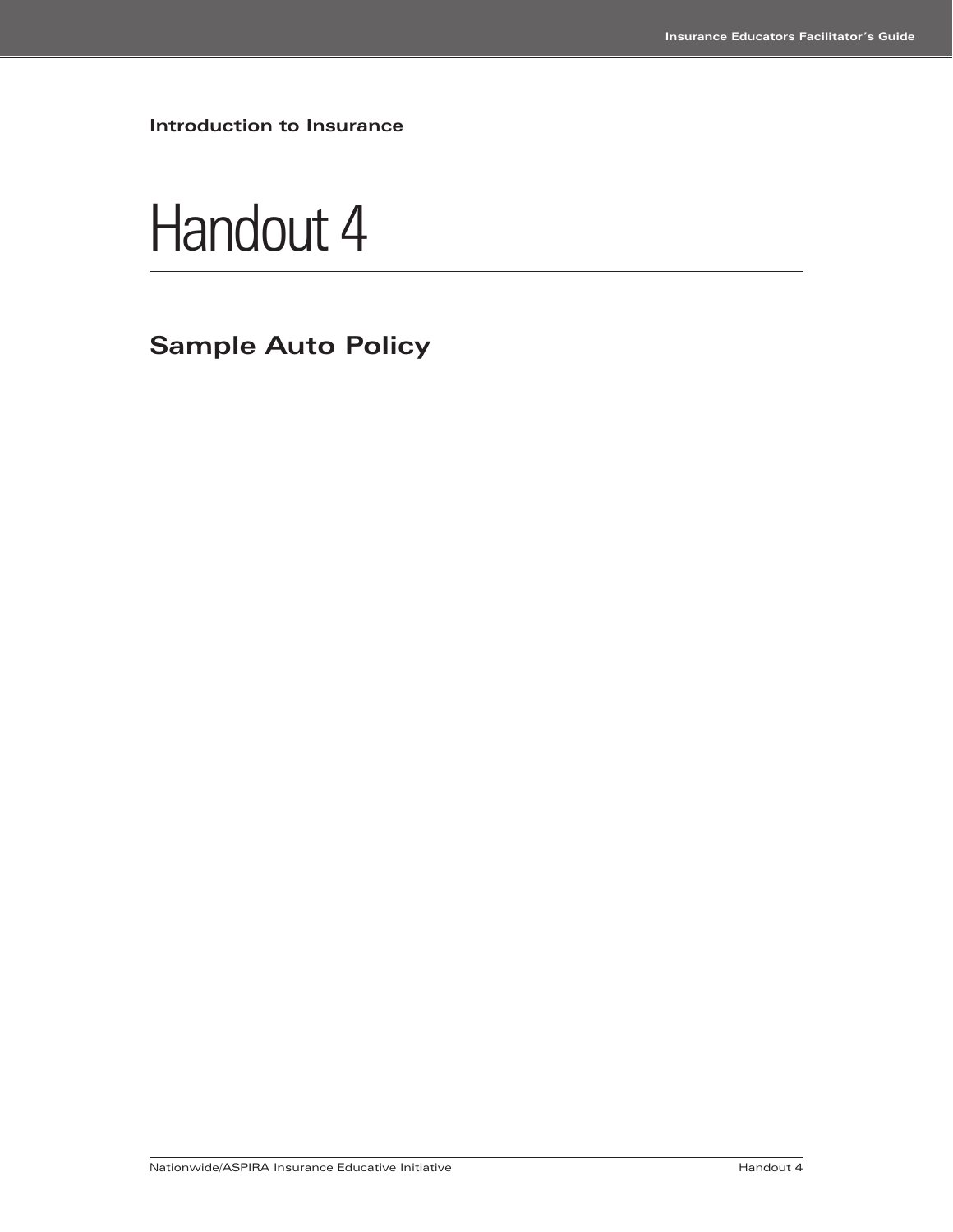**Introduction to Insurance**

# Handout 4

## Sample Auto Policy